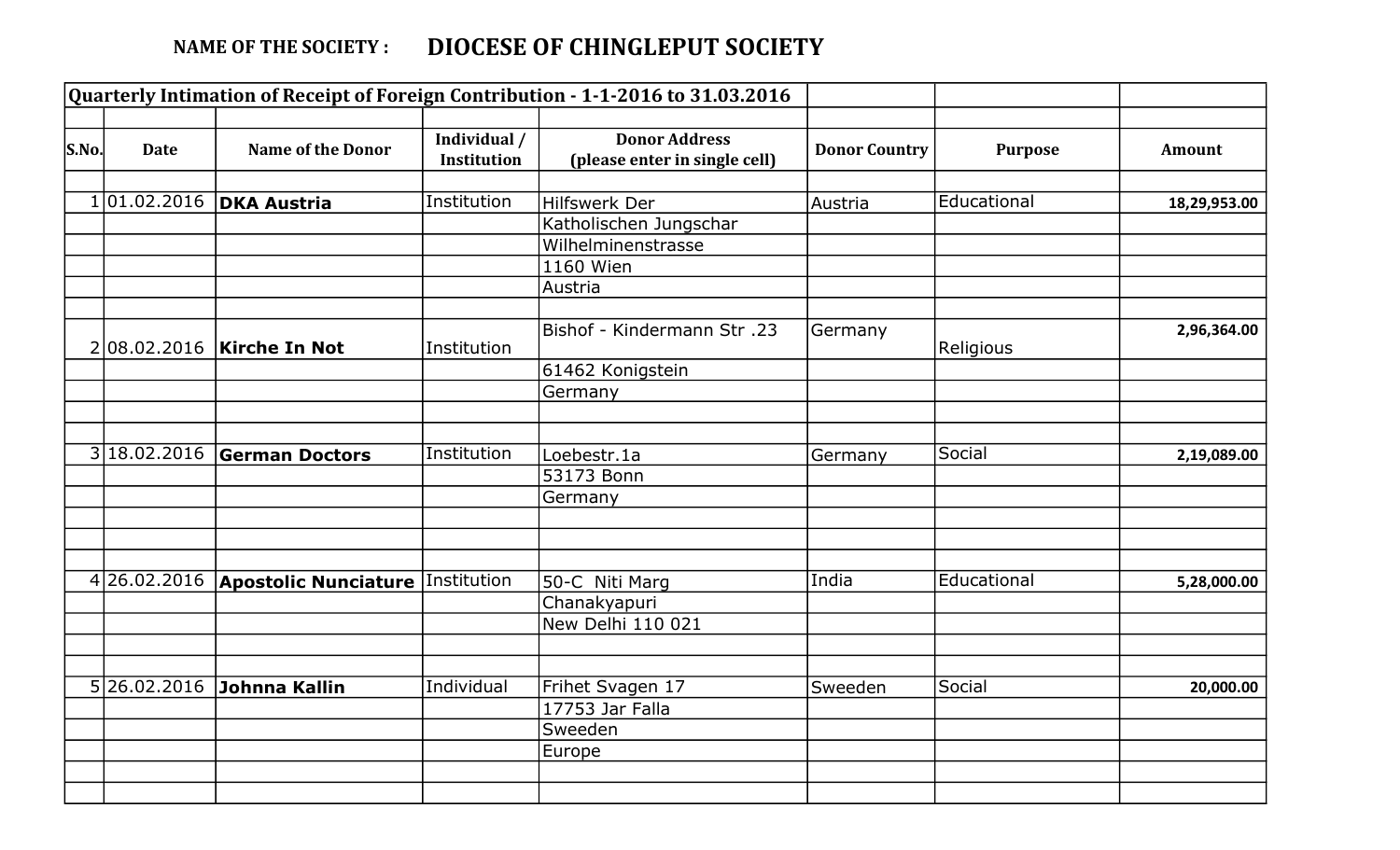**NAME OF THE SOCIETY :** **DIOCESE OF CHINGLEPUT SOCIETY**

| Quarterly Intimation of Receipt of Foreign Contribution - 1-1-2016 to 31.03.2016 | | | | | | | |
|---|---|---|---|---|---|---|---|
| **S.No.** | **Date** | **Name of the Donor** | **Individual / Institution** | **Donor Address (please enter in single cell)** | **Donor Country** | **Purpose** | **Amount** |
| 1 | 01.02.2016 | **DKA Austria** | Institution | Hilfswerk Der Katholischen Jungschar Wilhelminenstrasse 1160 Wien Austria | Austria | Educational | **18,29,953.00** |
| 2 | 08.02.2016 | **Kirche In Not** | Institution | Bishof - Kindermann Str .23 61462 Konigstein Germany | Germany | Religious | **2,96,364.00** |
| 3 | 18.02.2016 | **German Doctors** | Institution | Loebestr.1a 53173 Bonn Germany | Germany | Social | **2,19,089.00** |
| 4 | 26.02.2016 | **Apostolic Nunciature** | Institution | 50-C Niti Marg Chanakyapuri New Delhi 110 021 | India | Educational | **5,28,000.00** |
| 5 | 26.02.2016 | **Johnna Kallin** | Individual | Frihet Svagen 17 17753 Jar Falla Sweeden Europe | Sweeden | Social | **20,000.00** |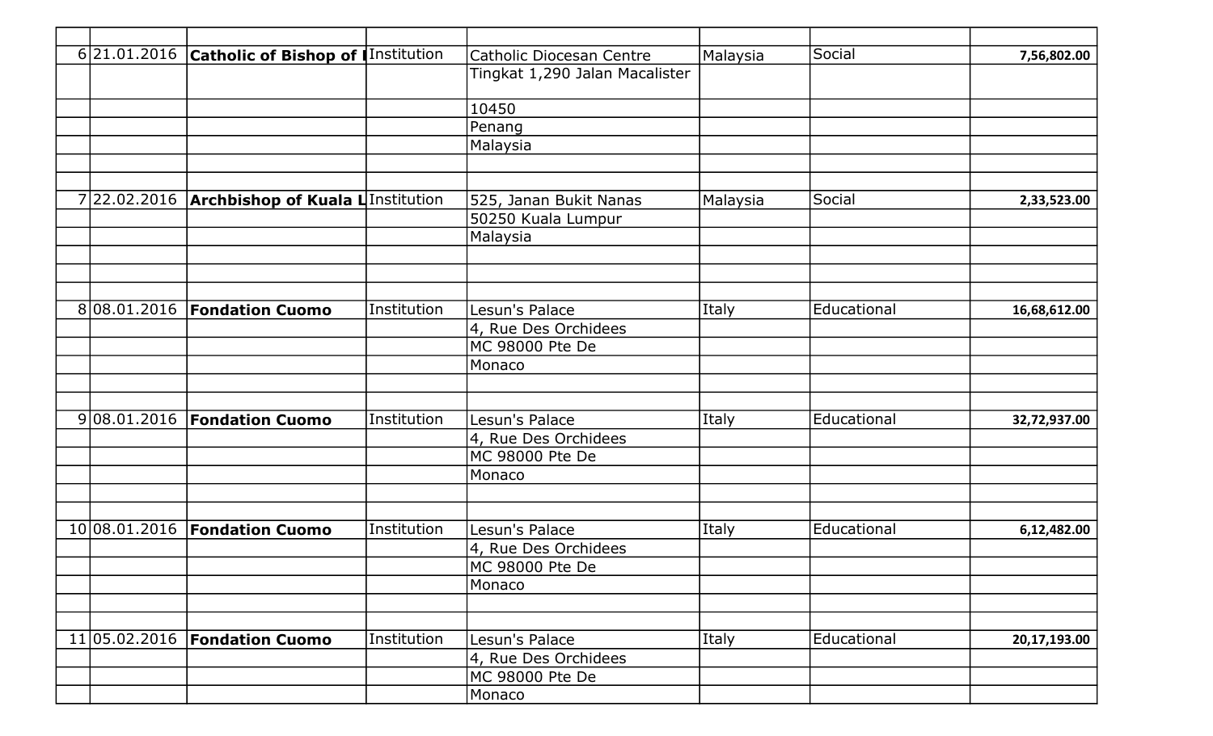| | | | | | | | |
|---|---|---|---|---|---|---|---|
| 6 | 21.01.2016 | **Catholic of Bishop of I** | Institution | Catholic Diocesan Centre | Malaysia | Social | **7,56,802.00** |
| | | | | Tingkat 1,290 Jalan Macalister | | | |
| | | | | 10450 | | | |
| | | | | Penang | | | |
| | | | | Malaysia | | | |
| | | | | | | | |
| | | | | | | | |
| 7 | 22.02.2016 | **Archbishop of Kuala L** | Institution | 525, Janan Bukit Nanas | Malaysia | Social | **2,33,523.00** |
| | | | | 50250 Kuala Lumpur | | | |
| | | | | Malaysia | | | |
| | | | | | | | |
| | | | | | | | |
| | | | | | | | |
| 8 | 08.01.2016 | **Fondation Cuomo** | Institution | Lesun's Palace | Italy | Educational | **16,68,612.00** |
| | | | | 4, Rue Des Orchidees | | | |
| | | | | MC 98000 Pte De | | | |
| | | | | Monaco | | | |
| | | | | | | | |
| | | | | | | | |
| 9 | 08.01.2016 | **Fondation Cuomo** | Institution | Lesun's Palace | Italy | Educational | **32,72,937.00** |
| | | | | 4, Rue Des Orchidees | | | |
| | | | | MC 98000 Pte De | | | |
| | | | | Monaco | | | |
| | | | | | | | |
| | | | | | | | |
| 10 | 08.01.2016 | **Fondation Cuomo** | Institution | Lesun's Palace | Italy | Educational | **6,12,482.00** |
| | | | | 4, Rue Des Orchidees | | | |
| | | | | MC 98000 Pte De | | | |
| | | | | Monaco | | | |
| | | | | | | | |
| | | | | | | | |
| 11 | 05.02.2016 | **Fondation Cuomo** | Institution | Lesun's Palace | Italy | Educational | **20,17,193.00** |
| | | | | 4, Rue Des Orchidees | | | |
| | | | | MC 98000 Pte De | | | |
| | | | | Monaco | | | |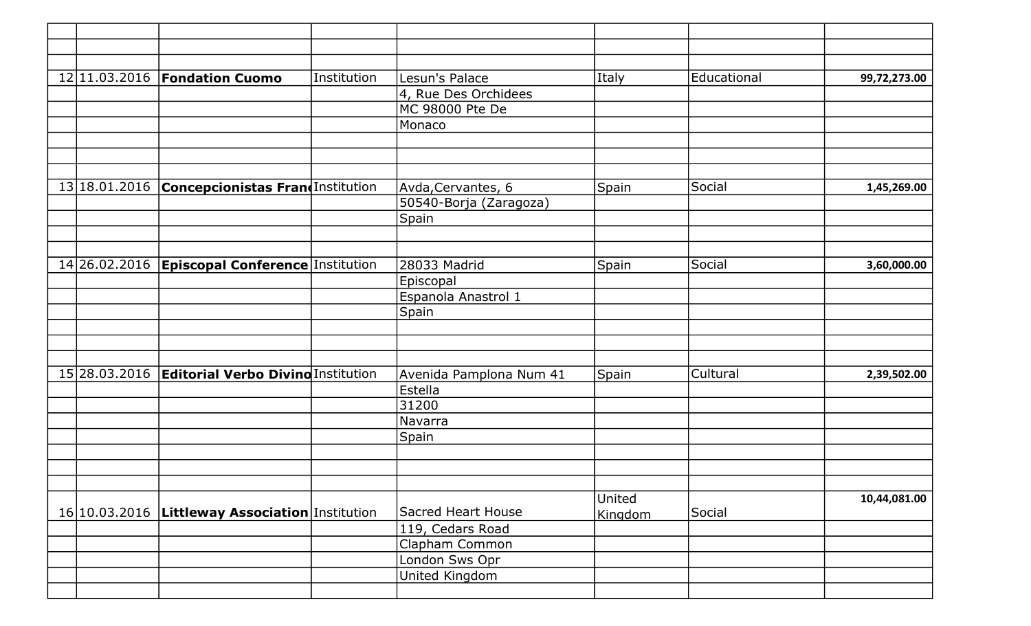| | | | | | | | |
|---|---|---|---|---|---|---|---|
| | | | | | | | |
| | | | | | | | |
| 12 | 11.03.2016 | **Fondation Cuomo** | Institution | Lesun's Palace | Italy | Educational | **99,72,273.00** |
| | | | | 4, Rue Des Orchidees | | | |
| | | | | MC 98000 Pte De | | | |
| | | | | Monaco | | | |
| | | | | | | | |
| | | | | | | | |
| | | | | | | | |
| 13 | 18.01.2016 | **Concepcionistas Fran** | Institution | Avda,Cervantes, 6 | Spain | Social | **1,45,269.00** |
| | | | | 50540-Borja (Zaragoza) | | | |
| | | | | Spain | | | |
| | | | | | | | |
| | | | | | | | |
| 14 | 26.02.2016 | **Episcopal Conference** | Institution | 28033 Madrid | Spain | Social | **3,60,000.00** |
| | | | | Episcopal | | | |
| | | | | Espanola Anastrol 1 | | | |
| | | | | Spain | | | |
| | | | | | | | |
| | | | | | | | |
| | | | | | | | |
| 15 | 28.03.2016 | **Editorial Verbo Divino** | Institution | Avenida Pamplona Num 41 | Spain | Cultural | **2,39,502.00** |
| | | | | Estella | | | |
| | | | | 31200 | | | |
| | | | | Navarra | | | |
| | | | | Spain | | | |
| | | | | | | | |
| | | | | | | | |
| | | | | | | | |
| 16 | 10.03.2016 | **Littleway Association** | Institution | Sacred Heart House | United Kingdom | Social | **10,44,081.00** |
| | | | | 119, Cedars Road | | | |
| | | | | Clapham Common | | | |
| | | | | London Sws Opr | | | |
| | | | | United Kingdom | | | |
| | | | | | | | |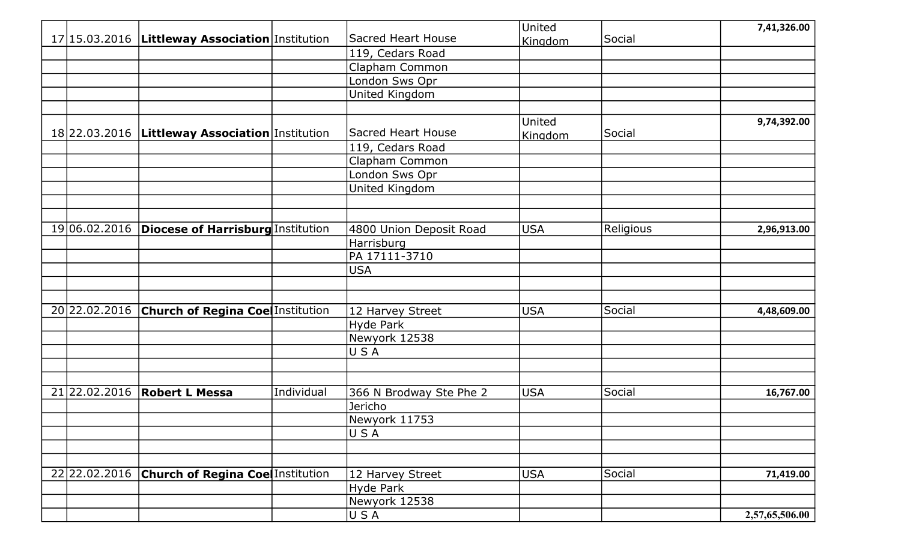| | | | | | | | |
|---|---|---|---|---|---|---|---|
| 17 | 15.03.2016 | **Littleway Association** | Institution | Sacred Heart House | United Kingdom | Social | **7,41,326.00** |
| | | | | 119, Cedars Road | | | |
| | | | | Clapham Common | | | |
| | | | | London Sws Opr | | | |
| | | | | United Kingdom | | | |
| | | | | | | | |
| 18 | 22.03.2016 | **Littleway Association** | Institution | Sacred Heart House | United Kingdom | Social | **9,74,392.00** |
| | | | | 119, Cedars Road | | | |
| | | | | Clapham Common | | | |
| | | | | London Sws Opr | | | |
| | | | | United Kingdom | | | |
| | | | | | | | |
| | | | | | | | |
| 19 | 06.02.2016 | **Diocese of Harrisburg** | Institution | 4800 Union Deposit Road | USA | Religious | **2,96,913.00** |
| | | | | Harrisburg | | | |
| | | | | PA 17111-3710 | | | |
| | | | | USA | | | |
| | | | | | | | |
| | | | | | | | |
| 20 | 22.02.2016 | **Church of Regina Coel** | Institution | 12 Harvey Street | USA | Social | **4,48,609.00** |
| | | | | Hyde Park | | | |
| | | | | Newyork 12538 | | | |
| | | | | U S A | | | |
| | | | | | | | |
| | | | | | | | |
| 21 | 22.02.2016 | **Robert L Messa** | Individual | 366 N Brodway Ste Phe 2 | USA | Social | **16,767.00** |
| | | | | Jericho | | | |
| | | | | Newyork 11753 | | | |
| | | | | U S A | | | |
| | | | | | | | |
| | | | | | | | |
| 22 | 22.02.2016 | **Church of Regina Coel** | Institution | 12 Harvey Street | USA | Social | **71,419.00** |
| | | | | Hyde Park | | | |
| | | | | Newyork 12538 | | | |
| | | | | U S A | | | **2,57,65,506.00** |